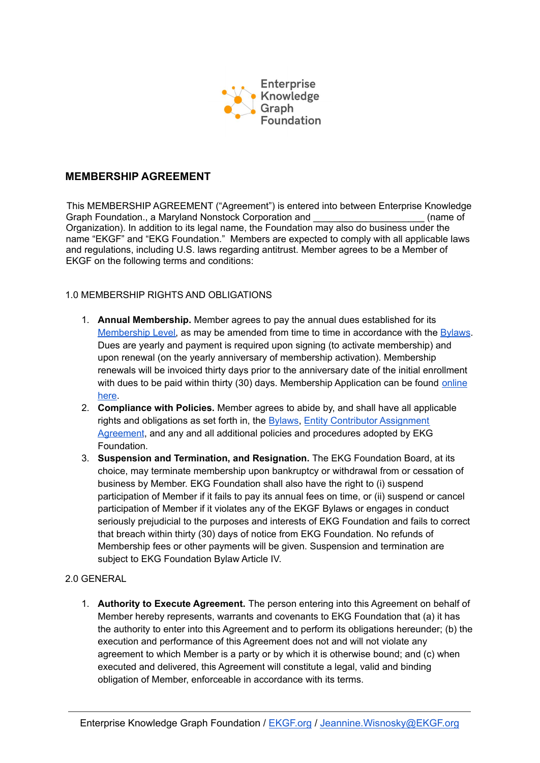Enterprise Knowledge Graph Foundation

## MEMBERSHIP AGREEMENT

This MEMBERSHIP AGREEMENT ("Agreement") is entered into between Enterprise Knowledge Graph Foundation., a Maryland Nonstock Corporation and ______________________ (name of Organization). In addition to its legal name, the Foundation may also do business under the name "EKGF" and "EKG Foundation." Members are expected to comply with all applicable laws and regulations, including U.S. laws regarding antitrust. Member agrees to be a Member of EKGF on the following terms and conditions:

### 1.0 MEMBERSHIP RIGHTS AND OBLIGATIONS

1. **Annual Membership.** Member agrees to pay the annual dues established for its Membership Level, as may be amended from time to time in accordance with the Bylaws. Dues are yearly and payment is required upon signing (to activate membership) and upon renewal (on the yearly anniversary of membership activation). Membership renewals will be invoiced thirty days prior to the anniversary date of the initial enrollment with dues to be paid within thirty (30) days. Membership Application can be found online here.
2. **Compliance with Policies.** Member agrees to abide by, and shall have all applicable rights and obligations as set forth in, the Bylaws, Entity Contributor Assignment Agreement, and any and all additional policies and procedures adopted by EKG Foundation.
3. **Suspension and Termination, and Resignation.** The EKG Foundation Board, at its choice, may terminate membership upon bankruptcy or withdrawal from or cessation of business by Member. EKG Foundation shall also have the right to (i) suspend participation of Member if it fails to pay its annual fees on time, or (ii) suspend or cancel participation of Member if it violates any of the EKGF Bylaws or engages in conduct seriously prejudicial to the purposes and interests of EKG Foundation and fails to correct that breach within thirty (30) days of notice from EKG Foundation. No refunds of Membership fees or other payments will be given. Suspension and termination are subject to EKG Foundation Bylaw Article IV.

### 2.0 GENERAL

1. **Authority to Execute Agreement.** The person entering into this Agreement on behalf of Member hereby represents, warrants and covenants to EKG Foundation that (a) it has the authority to enter into this Agreement and to perform its obligations hereunder; (b) the execution and performance of this Agreement does not and will not violate any agreement to which Member is a party or by which it is otherwise bound; and (c) when executed and delivered, this Agreement will constitute a legal, valid and binding obligation of Member, enforceable in accordance with its terms.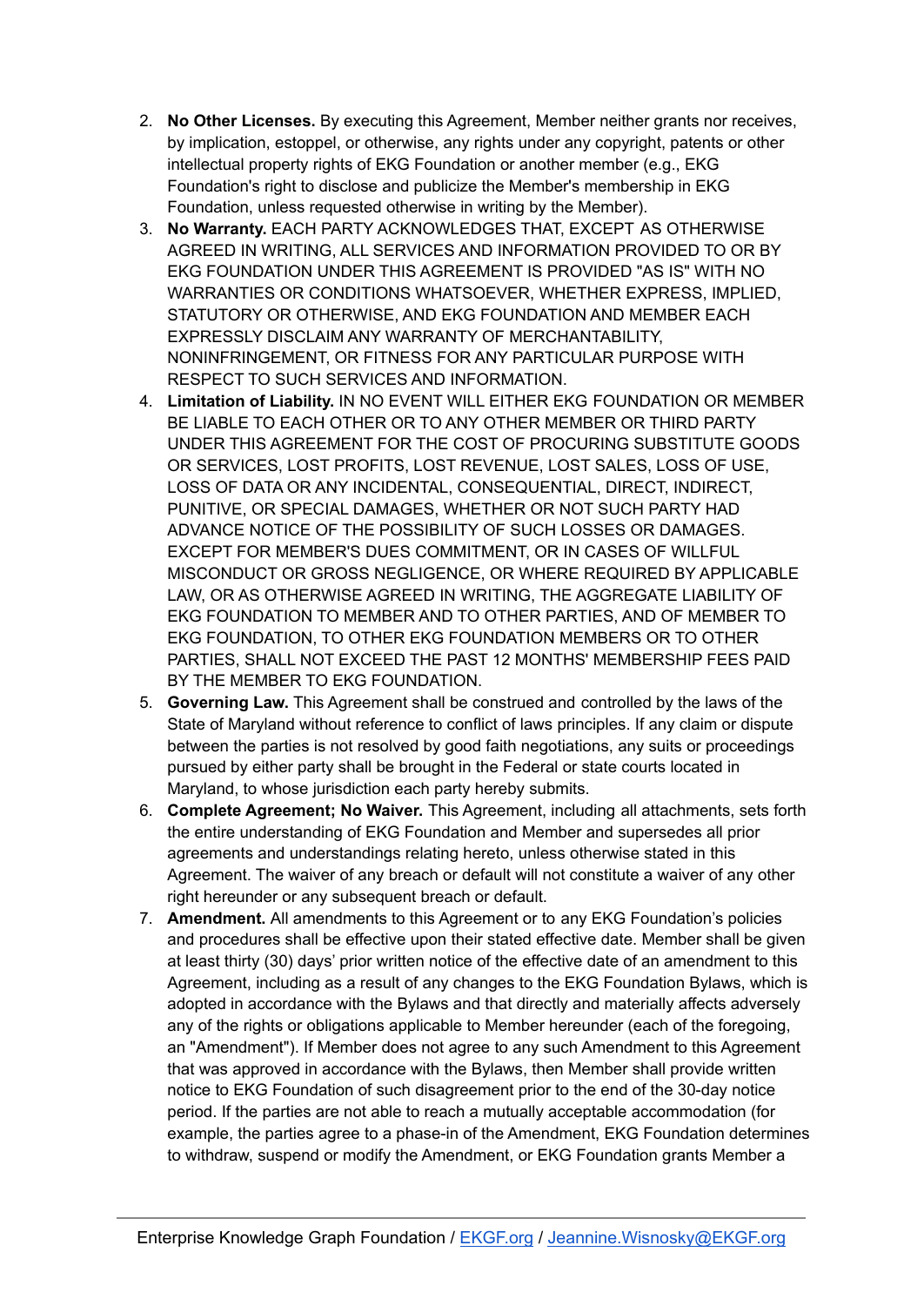2. **No Other Licenses.** By executing this Agreement, Member neither grants nor receives, by implication, estoppel, or otherwise, any rights under any copyright, patents or other intellectual property rights of EKG Foundation or another member (e.g., EKG Foundation's right to disclose and publicize the Member's membership in EKG Foundation, unless requested otherwise in writing by the Member).
3. **No Warranty.** EACH PARTY ACKNOWLEDGES THAT, EXCEPT AS OTHERWISE AGREED IN WRITING, ALL SERVICES AND INFORMATION PROVIDED TO OR BY EKG FOUNDATION UNDER THIS AGREEMENT IS PROVIDED "AS IS" WITH NO WARRANTIES OR CONDITIONS WHATSOEVER, WHETHER EXPRESS, IMPLIED, STATUTORY OR OTHERWISE, AND EKG FOUNDATION AND MEMBER EACH EXPRESSLY DISCLAIM ANY WARRANTY OF MERCHANTABILITY, NONINFRINGEMENT, OR FITNESS FOR ANY PARTICULAR PURPOSE WITH RESPECT TO SUCH SERVICES AND INFORMATION.
4. **Limitation of Liability.** IN NO EVENT WILL EITHER EKG FOUNDATION OR MEMBER BE LIABLE TO EACH OTHER OR TO ANY OTHER MEMBER OR THIRD PARTY UNDER THIS AGREEMENT FOR THE COST OF PROCURING SUBSTITUTE GOODS OR SERVICES, LOST PROFITS, LOST REVENUE, LOST SALES, LOSS OF USE, LOSS OF DATA OR ANY INCIDENTAL, CONSEQUENTIAL, DIRECT, INDIRECT, PUNITIVE, OR SPECIAL DAMAGES, WHETHER OR NOT SUCH PARTY HAD ADVANCE NOTICE OF THE POSSIBILITY OF SUCH LOSSES OR DAMAGES. EXCEPT FOR MEMBER'S DUES COMMITMENT, OR IN CASES OF WILLFUL MISCONDUCT OR GROSS NEGLIGENCE, OR WHERE REQUIRED BY APPLICABLE LAW, OR AS OTHERWISE AGREED IN WRITING, THE AGGREGATE LIABILITY OF EKG FOUNDATION TO MEMBER AND TO OTHER PARTIES, AND OF MEMBER TO EKG FOUNDATION, TO OTHER EKG FOUNDATION MEMBERS OR TO OTHER PARTIES, SHALL NOT EXCEED THE PAST 12 MONTHS' MEMBERSHIP FEES PAID BY THE MEMBER TO EKG FOUNDATION.
5. **Governing Law.** This Agreement shall be construed and controlled by the laws of the State of Maryland without reference to conflict of laws principles. If any claim or dispute between the parties is not resolved by good faith negotiations, any suits or proceedings pursued by either party shall be brought in the Federal or state courts located in Maryland, to whose jurisdiction each party hereby submits.
6. **Complete Agreement; No Waiver.** This Agreement, including all attachments, sets forth the entire understanding of EKG Foundation and Member and supersedes all prior agreements and understandings relating hereto, unless otherwise stated in this Agreement. The waiver of any breach or default will not constitute a waiver of any other right hereunder or any subsequent breach or default.
7. **Amendment.** All amendments to this Agreement or to any EKG Foundation's policies and procedures shall be effective upon their stated effective date. Member shall be given at least thirty (30) days' prior written notice of the effective date of an amendment to this Agreement, including as a result of any changes to the EKG Foundation Bylaws, which is adopted in accordance with the Bylaws and that directly and materially affects adversely any of the rights or obligations applicable to Member hereunder (each of the foregoing, an "Amendment"). If Member does not agree to any such Amendment to this Agreement that was approved in accordance with the Bylaws, then Member shall provide written notice to EKG Foundation of such disagreement prior to the end of the 30-day notice period. If the parties are not able to reach a mutually acceptable accommodation (for example, the parties agree to a phase-in of the Amendment, EKG Foundation determines to withdraw, suspend or modify the Amendment, or EKG Foundation grants Member a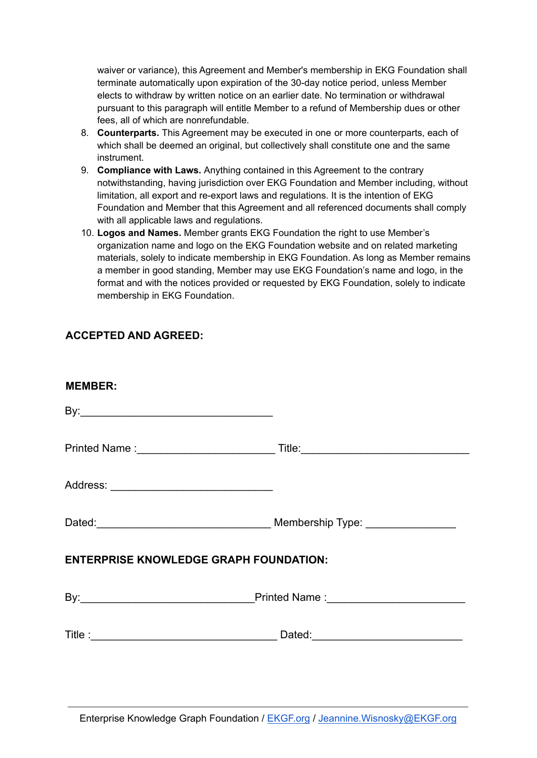waiver or variance), this Agreement and Member's membership in EKG Foundation shall terminate automatically upon expiration of the 30-day notice period, unless Member elects to withdraw by written notice on an earlier date. No termination or withdrawal pursuant to this paragraph will entitle Member to a refund of Membership dues or other fees, all of which are nonrefundable.

8. **Counterparts.** This Agreement may be executed in one or more counterparts, each of which shall be deemed an original, but collectively shall constitute one and the same instrument.
9. **Compliance with Laws.** Anything contained in this Agreement to the contrary notwithstanding, having jurisdiction over EKG Foundation and Member including, without limitation, all export and re-export laws and regulations. It is the intention of EKG Foundation and Member that this Agreement and all referenced documents shall comply with all applicable laws and regulations.
10. **Logos and Names.** Member grants EKG Foundation the right to use Member's organization name and logo on the EKG Foundation website and on related marketing materials, solely to indicate membership in EKG Foundation. As long as Member remains a member in good standing, Member may use EKG Foundation's name and logo, in the format and with the notices provided or requested by EKG Foundation, solely to indicate membership in EKG Foundation.

**ACCEPTED AND AGREED:**

**MEMBER:**

By:_________________________________

Printed Name :_______________________ Title:_____________________________

Address: ___________________________

Dated:______________________________ Membership Type: _______________

**ENTERPRISE KNOWLEDGE GRAPH FOUNDATION:**

By:____________________________Printed Name :_______________________

Title :_______________________________ Dated:_________________________

Enterprise Knowledge Graph Foundation / EKGF.org / Jeannine.Wisnosky@EKGF.org